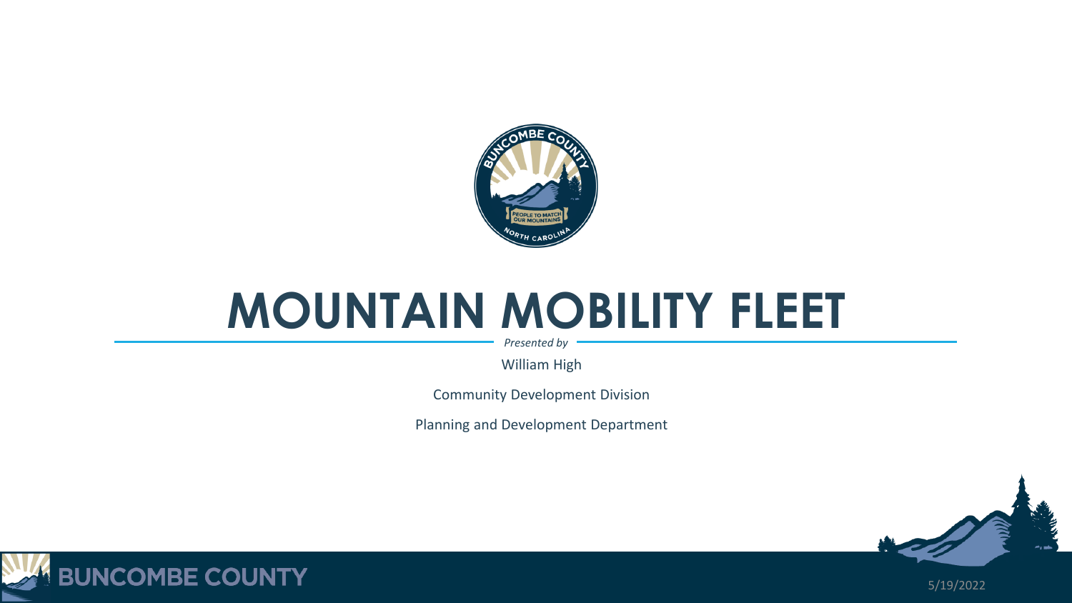# MOUNTAIN MOBILITY FLEET

*Presented by*

William High

Community Development Division

Planning and Development Department

5/19/2022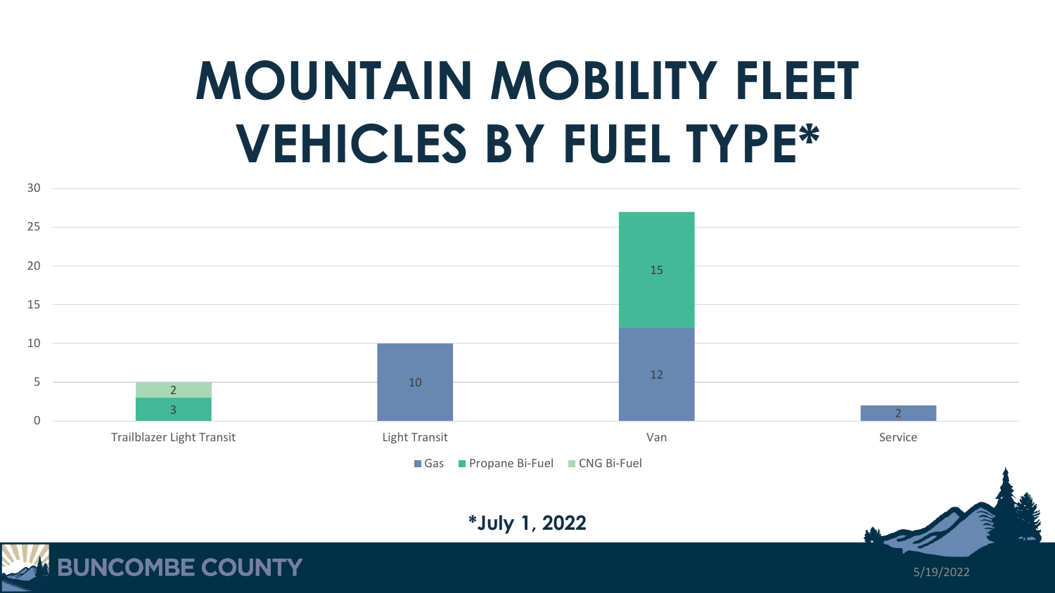# MOUNTAIN MOBILITY FLEET VEHICLES BY FUEL TYPE*

| Vehicle Type | Gas | Propane Bi-Fuel | CNG Bi-Fuel |
| --- | --- | --- | --- |
| Trailblazer Light Transit | | 3 | 2 |
| Light Transit | 10 | | |
| Van | 12 | 15 | |
| Service | 2 | | |

**\*July 1, 2022**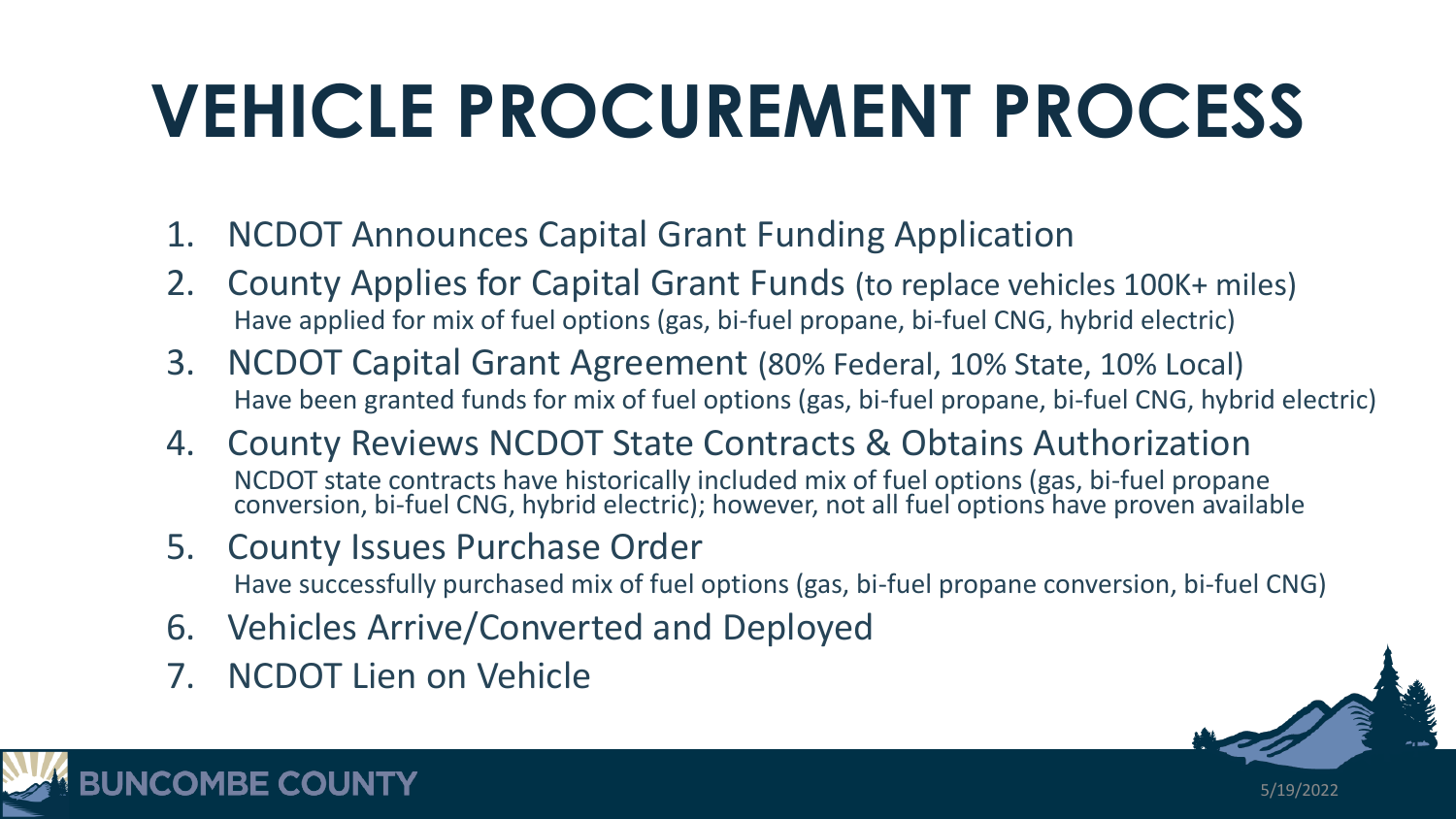# VEHICLE PROCUREMENT PROCESS

1. NCDOT Announces Capital Grant Funding Application
2. County Applies for Capital Grant Funds (to replace vehicles 100K+ miles)
   Have applied for mix of fuel options (gas, bi-fuel propane, bi-fuel CNG, hybrid electric)
3. NCDOT Capital Grant Agreement (80% Federal, 10% State, 10% Local)
   Have been granted funds for mix of fuel options (gas, bi-fuel propane, bi-fuel CNG, hybrid electric)
4. County Reviews NCDOT State Contracts & Obtains Authorization
   NCDOT state contracts have historically included mix of fuel options (gas, bi-fuel propane conversion, bi-fuel CNG, hybrid electric); however, not all fuel options have proven available
5. County Issues Purchase Order
   Have successfully purchased mix of fuel options (gas, bi-fuel propane conversion, bi-fuel CNG)
6. Vehicles Arrive/Converted and Deployed
7. NCDOT Lien on Vehicle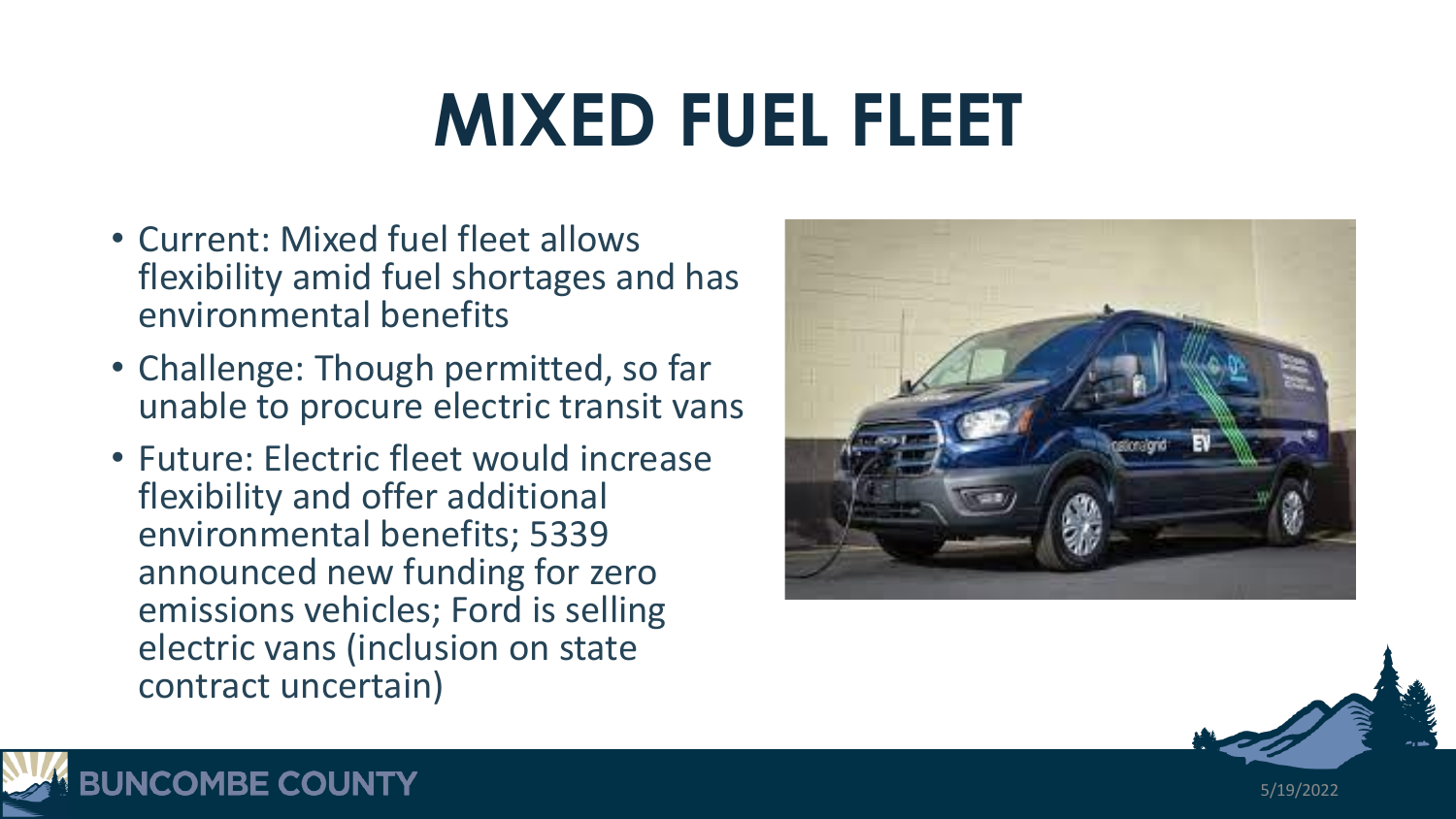# MIXED FUEL FLEET

- Current: Mixed fuel fleet allows flexibility amid fuel shortages and has environmental benefits
- Challenge: Though permitted, so far unable to procure electric transit vans
- Future: Electric fleet would increase flexibility and offer additional environmental benefits; 5339 announced new funding for zero emissions vehicles; Ford is selling electric vans (inclusion on state contract uncertain)